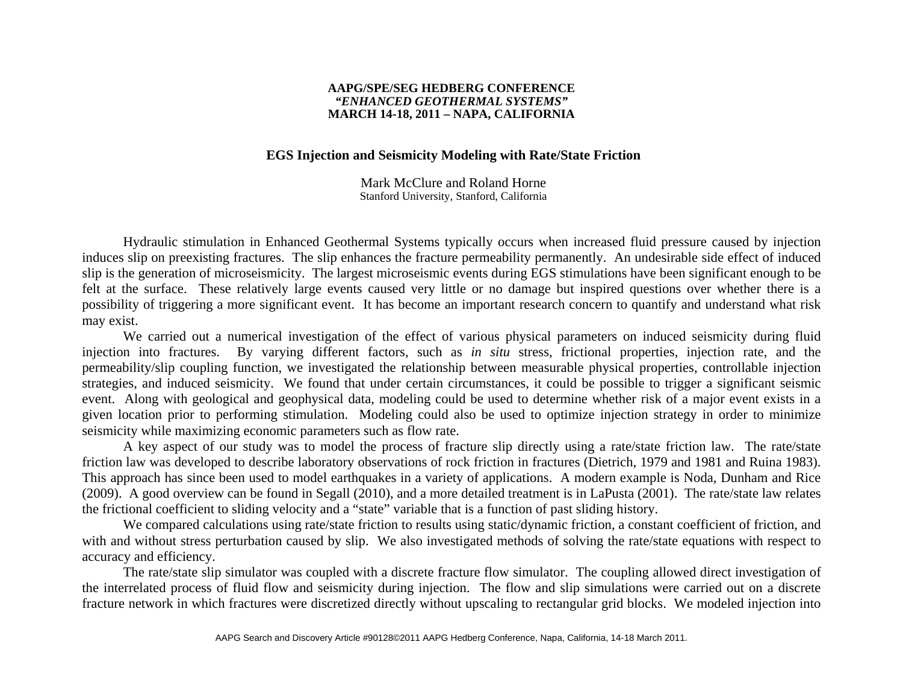**AAPG/SPE/SEG HEDBERG CONFERENCE**
***"ENHANCED GEOTHERMAL SYSTEMS"***
**MARCH 14-18, 2011 – NAPA, CALIFORNIA**

# EGS Injection and Seismicity Modeling with Rate/State Friction

Mark McClure and Roland Horne
Stanford University, Stanford, California

Hydraulic stimulation in Enhanced Geothermal Systems typically occurs when increased fluid pressure caused by injection induces slip on preexisting fractures. The slip enhances the fracture permeability permanently. An undesirable side effect of induced slip is the generation of microseismicity. The largest microseismic events during EGS stimulations have been significant enough to be felt at the surface. These relatively large events caused very little or no damage but inspired questions over whether there is a possibility of triggering a more significant event. It has become an important research concern to quantify and understand what risk may exist.

We carried out a numerical investigation of the effect of various physical parameters on induced seismicity during fluid injection into fractures. By varying different factors, such as *in situ* stress, frictional properties, injection rate, and the permeability/slip coupling function, we investigated the relationship between measurable physical properties, controllable injection strategies, and induced seismicity. We found that under certain circumstances, it could be possible to trigger a significant seismic event. Along with geological and geophysical data, modeling could be used to determine whether risk of a major event exists in a given location prior to performing stimulation. Modeling could also be used to optimize injection strategy in order to minimize seismicity while maximizing economic parameters such as flow rate.

A key aspect of our study was to model the process of fracture slip directly using a rate/state friction law. The rate/state friction law was developed to describe laboratory observations of rock friction in fractures (Dietrich, 1979 and 1981 and Ruina 1983). This approach has since been used to model earthquakes in a variety of applications. A modern example is Noda, Dunham and Rice (2009). A good overview can be found in Segall (2010), and a more detailed treatment is in LaPusta (2001). The rate/state law relates the frictional coefficient to sliding velocity and a "state" variable that is a function of past sliding history.

We compared calculations using rate/state friction to results using static/dynamic friction, a constant coefficient of friction, and with and without stress perturbation caused by slip. We also investigated methods of solving the rate/state equations with respect to accuracy and efficiency.

The rate/state slip simulator was coupled with a discrete fracture flow simulator. The coupling allowed direct investigation of the interrelated process of fluid flow and seismicity during injection. The flow and slip simulations were carried out on a discrete fracture network in which fractures were discretized directly without upscaling to rectangular grid blocks. We modeled injection into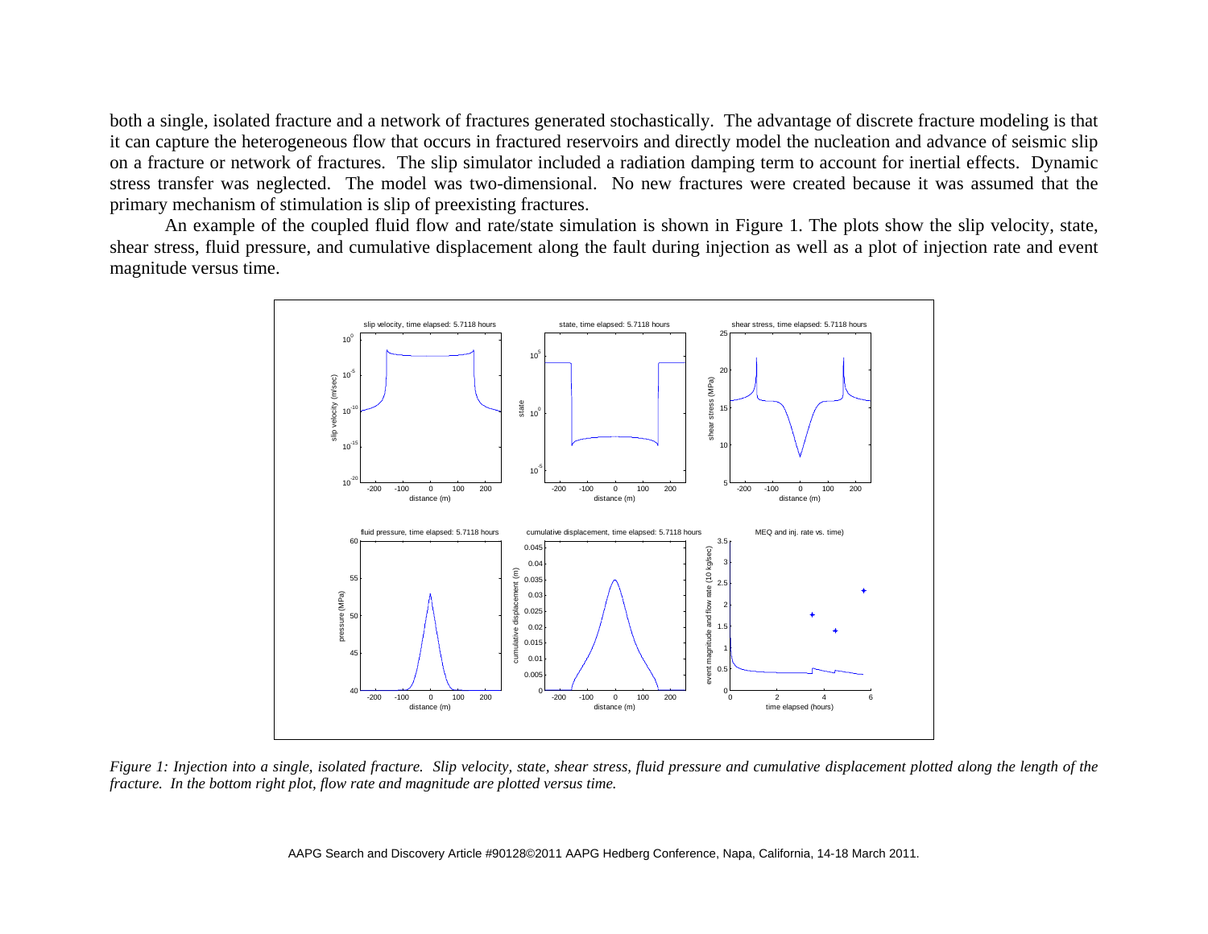both a single, isolated fracture and a network of fractures generated stochastically. The advantage of discrete fracture modeling is that it can capture the heterogeneous flow that occurs in fractured reservoirs and directly model the nucleation and advance of seismic slip on a fracture or network of fractures. The slip simulator included a radiation damping term to account for inertial effects. Dynamic stress transfer was neglected. The model was two-dimensional. No new fractures were created because it was assumed that the primary mechanism of stimulation is slip of preexisting fractures.

An example of the coupled fluid flow and rate/state simulation is shown in Figure 1. The plots show the slip velocity, state, shear stress, fluid pressure, and cumulative displacement along the fault during injection as well as a plot of injection rate and event magnitude versus time.

slip velocity, time elapsed: 5.7118 hours
slip velocity (m/sec)
$10^{0}$
$10^{-5}$
$10^{-10}$
$10^{-15}$
$10^{-20}$
-200 -100 0 100 200
distance (m)

state, time elapsed: 5.7118 hours
state
$10^{5}$
$10^{0}$
$10^{-5}$
-200 -100 0 100 200
distance (m)

shear stress, time elapsed: 5.7118 hours
shear stress (MPa)
25
20
15
10
5
-200 -100 0 100 200
distance (m)

fluid pressure, time elapsed: 5.7118 hours
pressure (MPa)
60
55
50
45
40
-200 -100 0 100 200
distance (m)

cumulative displacement, time elapsed: 5.7118 hours
cumulative displacement (m)
0.045
0.04
0.035
0.03
0.025
0.02
0.015
0.01
0.005
0
-200 -100 0 100 200
distance (m)

MEQ and inj. rate vs. time)
event magnitude and flow rate (10 kg/sec)
3.5
3
2.5
2
1.5
1
0.5
0
0 2 4 6
time elapsed (hours)

*Figure 1: Injection into a single, isolated fracture. Slip velocity, state, shear stress, fluid pressure and cumulative displacement plotted along the length of the fracture. In the bottom right plot, flow rate and magnitude are plotted versus time.*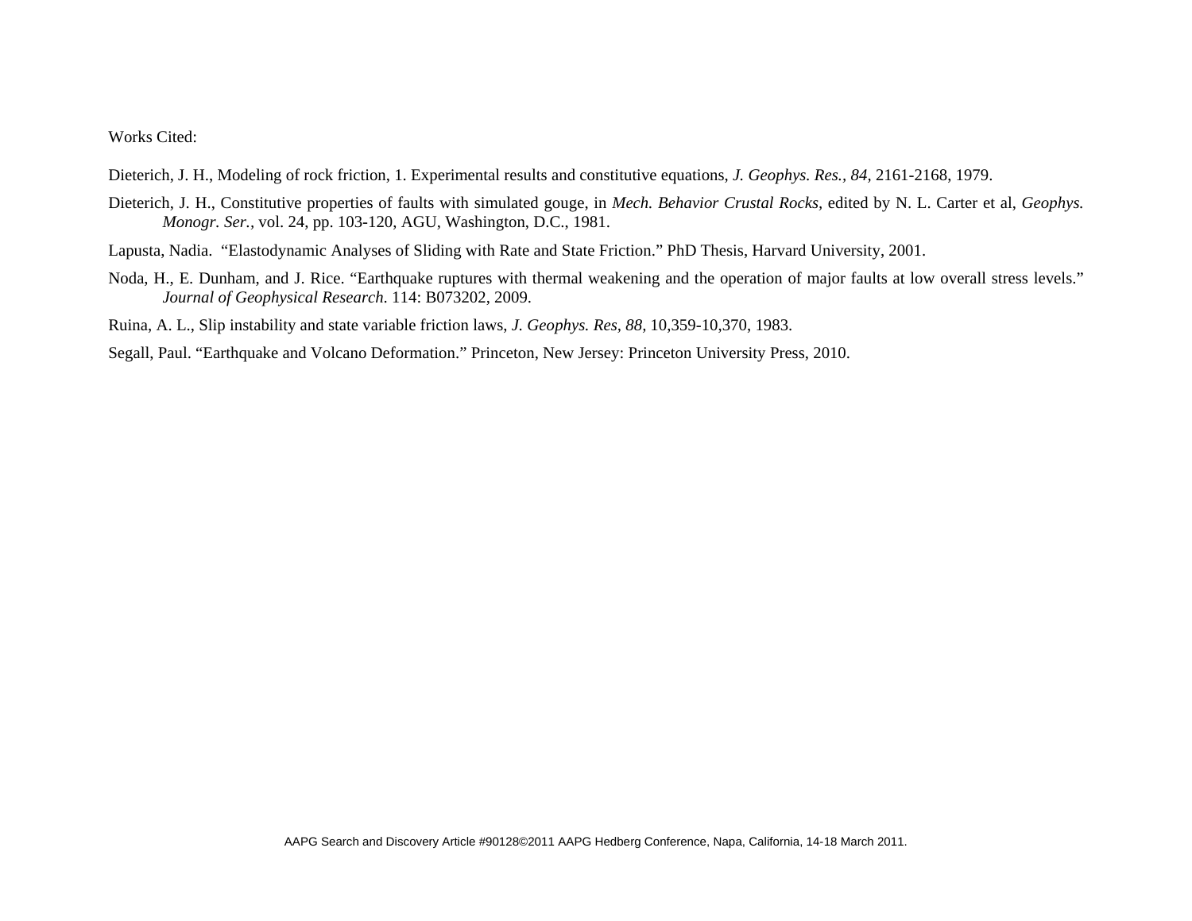Works Cited:

Dieterich, J. H., Modeling of rock friction, 1. Experimental results and constitutive equations, *J. Geophys. Res.*, *84*, 2161-2168, 1979.

Dieterich, J. H., Constitutive properties of faults with simulated gouge, in *Mech. Behavior Crustal Rocks*, edited by N. L. Carter et al, *Geophys. Monogr. Ser.*, vol. 24, pp. 103-120, AGU, Washington, D.C., 1981.

Lapusta, Nadia. "Elastodynamic Analyses of Sliding with Rate and State Friction." PhD Thesis, Harvard University, 2001.

Noda, H., E. Dunham, and J. Rice. "Earthquake ruptures with thermal weakening and the operation of major faults at low overall stress levels." *Journal of Geophysical Research*. 114: B073202, 2009.

Ruina, A. L., Slip instability and state variable friction laws, *J. Geophys. Res*, *88*, 10,359-10,370, 1983.

Segall, Paul. "Earthquake and Volcano Deformation." Princeton, New Jersey: Princeton University Press, 2010.